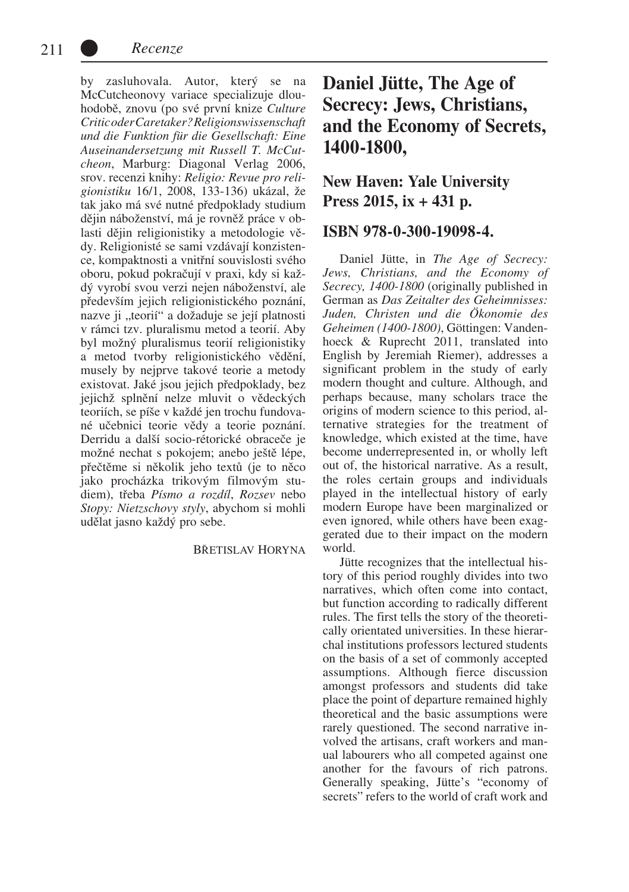by zasluhovala. Autor, který se na McCutcheonovy variace specializuje dlouhodobě, znovu (po své první knize *Culture Critic oder Caretaker? Religionswissenschaft und die Funktion für die Gesellschaft: Eine Auseinandersetzung mit Russell T. McCutcheon*, Marburg: Diagonal Verlag 2006, srov. recenzi knihy: *Religio: Revue pro religionistiku* 16/1, 2008, 133-136) ukázal, že tak jako má své nutné předpoklady studium dějin náboženství, má je rovněž práce v oblasti dějin religionistiky a metodologie vědy. Religionisté se sami vzdávají konzistence, kompaktnosti a vnitřní souvislosti svého oboru, pokud pokračují v praxi, kdy si každý vyrobí svou verzi nejen náboženství, ale především jejich religionistického poznání, nazve ji „teorií" a dožaduje se její platnosti v rámci tzv. pluralismu metod a teorií. Aby byl možný pluralismus teorií religionistiky a metod tvorby religionistického vědění, musely by nejprve takové teorie a metody existovat. Jaké jsou jejich předpoklady, bez jejichž splnění nelze mluvit o vědeckých teoriích, se píše v každé jen trochu fundované učebnici teorie vědy a teorie poznání. Derridu a další socio-rétorické obraceče je možné nechat s pokojem; anebo ještě lépe, přečtěme si několik jeho textů (je to něco jako procházka trikovým filmovým studiem), třeba *Písmo a rozdíl*, *Rozsev* nebo *Stopy: Nietzschovy styly*, abychom si mohli udělat jasno každý pro sebe.

BŘETISLAV HORYNA

# Daniel Jütte, The Age of Secrecy: Jews, Christians, and the Economy of Secrets, 1400-1800,

## New Haven: Yale University Press 2015, ix + 431 p.

## ISBN 978-0-300-19098-4.

Daniel Jütte, in *The Age of Secrecy: Jews, Christians, and the Economy of Secrecy, 1400-1800* (originally published in German as *Das Zeitalter des Geheimnisses: Juden, Christen und die Ökonomie des Geheimen (1400-1800)*, Göttingen: Vandenhoeck & Ruprecht 2011, translated into English by Jeremiah Riemer), addresses a significant problem in the study of early modern thought and culture. Although, and perhaps because, many scholars trace the origins of modern science to this period, alternative strategies for the treatment of knowledge, which existed at the time, have become underrepresented in, or wholly left out of, the historical narrative. As a result, the roles certain groups and individuals played in the intellectual history of early modern Europe have been marginalized or even ignored, while others have been exaggerated due to their impact on the modern world.

Jütte recognizes that the intellectual history of this period roughly divides into two narratives, which often come into contact, but function according to radically different rules. The first tells the story of the theoretically orientated universities. In these hierarchal institutions professors lectured students on the basis of a set of commonly accepted assumptions. Although fierce discussion amongst professors and students did take place the point of departure remained highly theoretical and the basic assumptions were rarely questioned. The second narrative involved the artisans, craft workers and manual labourers who all competed against one another for the favours of rich patrons. Generally speaking, Jütte's "economy of secrets" refers to the world of craft work and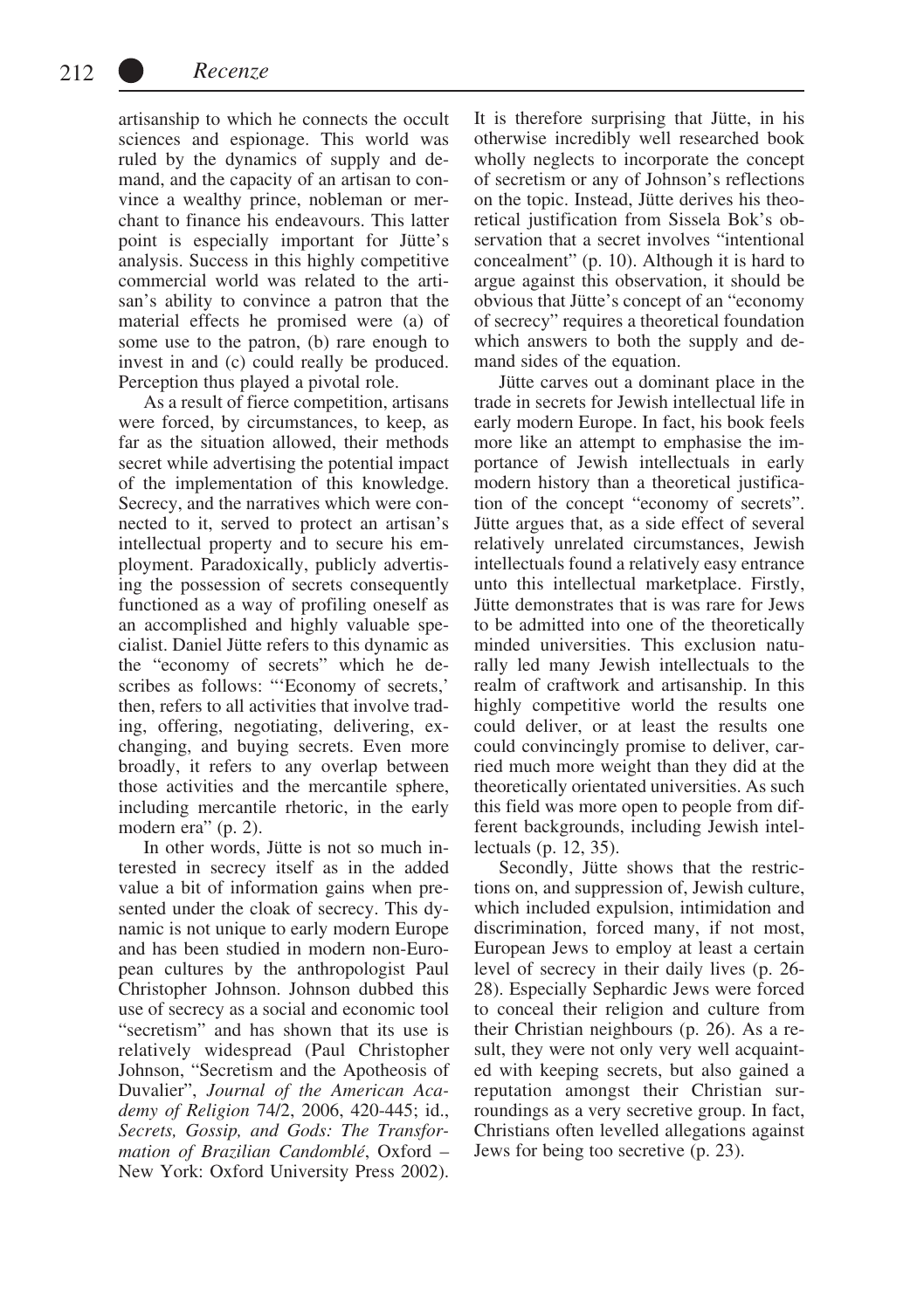artisanship to which he connects the occult sciences and espionage. This world was ruled by the dynamics of supply and demand, and the capacity of an artisan to convince a wealthy prince, nobleman or merchant to finance his endeavours. This latter point is especially important for Jütte's analysis. Success in this highly competitive commercial world was related to the artisan's ability to convince a patron that the material effects he promised were (a) of some use to the patron, (b) rare enough to invest in and (c) could really be produced. Perception thus played a pivotal role.

As a result of fierce competition, artisans were forced, by circumstances, to keep, as far as the situation allowed, their methods secret while advertising the potential impact of the implementation of this knowledge. Secrecy, and the narratives which were connected to it, served to protect an artisan's intellectual property and to secure his employment. Paradoxically, publicly advertising the possession of secrets consequently functioned as a way of profiling oneself as an accomplished and highly valuable specialist. Daniel Jütte refers to this dynamic as the "economy of secrets" which he describes as follows: "'Economy of secrets,' then, refers to all activities that involve trading, offering, negotiating, delivering, exchanging, and buying secrets. Even more broadly, it refers to any overlap between those activities and the mercantile sphere, including mercantile rhetoric, in the early modern era" (p. 2).

In other words, Jütte is not so much interested in secrecy itself as in the added value a bit of information gains when presented under the cloak of secrecy. This dynamic is not unique to early modern Europe and has been studied in modern non-European cultures by the anthropologist Paul Christopher Johnson. Johnson dubbed this use of secrecy as a social and economic tool "secretism" and has shown that its use is relatively widespread (Paul Christopher Johnson, "Secretism and the Apotheosis of Duvalier", *Journal of the American Academy of Religion* 74/2, 2006, 420-445; id., *Secrets, Gossip, and Gods: The Transformation of Brazilian Candomblé*, Oxford – New York: Oxford University Press 2002). It is therefore surprising that Jütte, in his otherwise incredibly well researched book wholly neglects to incorporate the concept of secretism or any of Johnson's reflections on the topic. Instead, Jütte derives his theoretical justification from Sissela Bok's observation that a secret involves "intentional concealment" (p. 10). Although it is hard to argue against this observation, it should be obvious that Jütte's concept of an "economy of secrecy" requires a theoretical foundation which answers to both the supply and demand sides of the equation.

Jütte carves out a dominant place in the trade in secrets for Jewish intellectual life in early modern Europe. In fact, his book feels more like an attempt to emphasise the importance of Jewish intellectuals in early modern history than a theoretical justification of the concept "economy of secrets". Jütte argues that, as a side effect of several relatively unrelated circumstances, Jewish intellectuals found a relatively easy entrance unto this intellectual marketplace. Firstly, Jütte demonstrates that is was rare for Jews to be admitted into one of the theoretically minded universities. This exclusion naturally led many Jewish intellectuals to the realm of craftwork and artisanship. In this highly competitive world the results one could deliver, or at least the results one could convincingly promise to deliver, carried much more weight than they did at the theoretically orientated universities. As such this field was more open to people from different backgrounds, including Jewish intellectuals (p. 12, 35).

Secondly, Jütte shows that the restrictions on, and suppression of, Jewish culture, which included expulsion, intimidation and discrimination, forced many, if not most, European Jews to employ at least a certain level of secrecy in their daily lives (p. 26-28). Especially Sephardic Jews were forced to conceal their religion and culture from their Christian neighbours (p. 26). As a result, they were not only very well acquainted with keeping secrets, but also gained a reputation amongst their Christian surroundings as a very secretive group. In fact, Christians often levelled allegations against Jews for being too secretive (p. 23).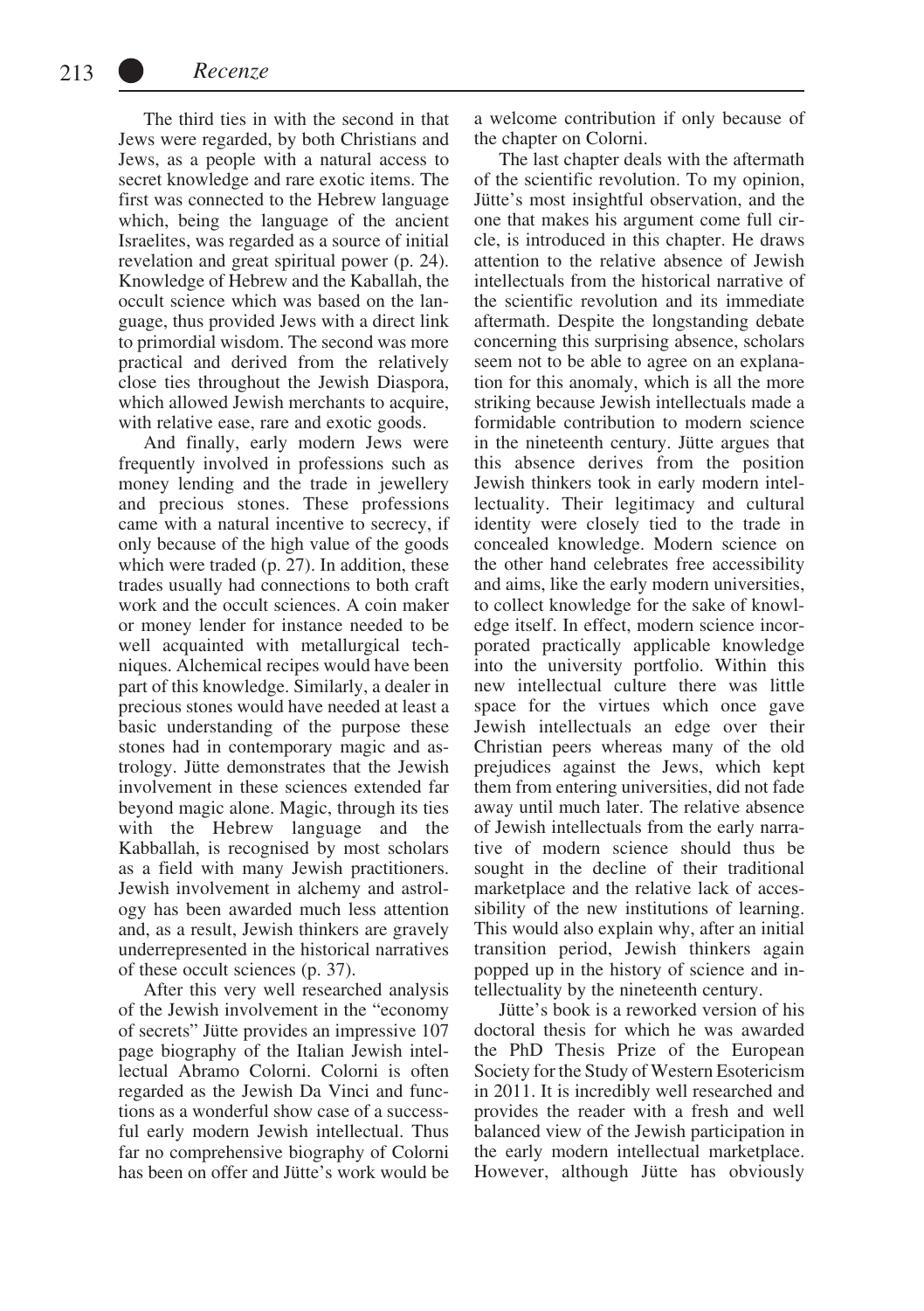The third ties in with the second in that Jews were regarded, by both Christians and Jews, as a people with a natural access to secret knowledge and rare exotic items. The first was connected to the Hebrew language which, being the language of the ancient Israelites, was regarded as a source of initial revelation and great spiritual power (p. 24). Knowledge of Hebrew and the Kaballah, the occult science which was based on the language, thus provided Jews with a direct link to primordial wisdom. The second was more practical and derived from the relatively close ties throughout the Jewish Diaspora, which allowed Jewish merchants to acquire, with relative ease, rare and exotic goods.

And finally, early modern Jews were frequently involved in professions such as money lending and the trade in jewellery and precious stones. These professions came with a natural incentive to secrecy, if only because of the high value of the goods which were traded (p. 27). In addition, these trades usually had connections to both craft work and the occult sciences. A coin maker or money lender for instance needed to be well acquainted with metallurgical techniques. Alchemical recipes would have been part of this knowledge. Similarly, a dealer in precious stones would have needed at least a basic understanding of the purpose these stones had in contemporary magic and astrology. Jütte demonstrates that the Jewish involvement in these sciences extended far beyond magic alone. Magic, through its ties with the Hebrew language and the Kabballah, is recognised by most scholars as a field with many Jewish practitioners. Jewish involvement in alchemy and astrology has been awarded much less attention and, as a result, Jewish thinkers are gravely underrepresented in the historical narratives of these occult sciences (p. 37).

After this very well researched analysis of the Jewish involvement in the "economy of secrets" Jütte provides an impressive 107 page biography of the Italian Jewish intellectual Abramo Colorni. Colorni is often regarded as the Jewish Da Vinci and functions as a wonderful show case of a successful early modern Jewish intellectual. Thus far no comprehensive biography of Colorni has been on offer and Jütte's work would be a welcome contribution if only because of the chapter on Colorni.

The last chapter deals with the aftermath of the scientific revolution. To my opinion, Jütte's most insightful observation, and the one that makes his argument come full circle, is introduced in this chapter. He draws attention to the relative absence of Jewish intellectuals from the historical narrative of the scientific revolution and its immediate aftermath. Despite the longstanding debate concerning this surprising absence, scholars seem not to be able to agree on an explanation for this anomaly, which is all the more striking because Jewish intellectuals made a formidable contribution to modern science in the nineteenth century. Jütte argues that this absence derives from the position Jewish thinkers took in early modern intellectuality. Their legitimacy and cultural identity were closely tied to the trade in concealed knowledge. Modern science on the other hand celebrates free accessibility and aims, like the early modern universities, to collect knowledge for the sake of knowledge itself. In effect, modern science incorporated practically applicable knowledge into the university portfolio. Within this new intellectual culture there was little space for the virtues which once gave Jewish intellectuals an edge over their Christian peers whereas many of the old prejudices against the Jews, which kept them from entering universities, did not fade away until much later. The relative absence of Jewish intellectuals from the early narrative of modern science should thus be sought in the decline of their traditional marketplace and the relative lack of accessibility of the new institutions of learning. This would also explain why, after an initial transition period, Jewish thinkers again popped up in the history of science and intellectuality by the nineteenth century.

Jütte's book is a reworked version of his doctoral thesis for which he was awarded the PhD Thesis Prize of the European Society for the Study of Western Esotericism in 2011. It is incredibly well researched and provides the reader with a fresh and well balanced view of the Jewish participation in the early modern intellectual marketplace. However, although Jütte has obviously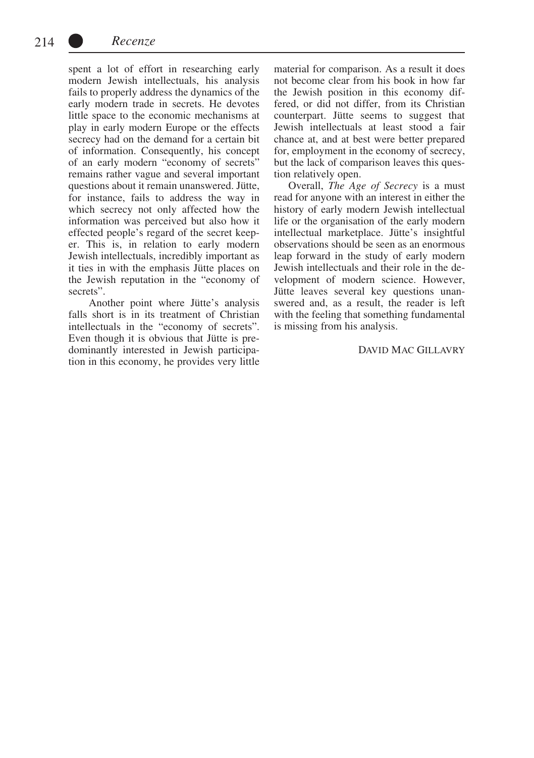spent a lot of effort in researching early modern Jewish intellectuals, his analysis fails to properly address the dynamics of the early modern trade in secrets. He devotes little space to the economic mechanisms at play in early modern Europe or the effects secrecy had on the demand for a certain bit of information. Consequently, his concept of an early modern "economy of secrets" remains rather vague and several important questions about it remain unanswered. Jütte, for instance, fails to address the way in which secrecy not only affected how the information was perceived but also how it effected people's regard of the secret keeper. This is, in relation to early modern Jewish intellectuals, incredibly important as it ties in with the emphasis Jütte places on the Jewish reputation in the "economy of secrets".

Another point where Jütte's analysis falls short is in its treatment of Christian intellectuals in the "economy of secrets". Even though it is obvious that Jütte is predominantly interested in Jewish participation in this economy, he provides very little material for comparison. As a result it does not become clear from his book in how far the Jewish position in this economy differed, or did not differ, from its Christian counterpart. Jütte seems to suggest that Jewish intellectuals at least stood a fair chance at, and at best were better prepared for, employment in the economy of secrecy, but the lack of comparison leaves this question relatively open.

Overall, *The Age of Secrecy* is a must read for anyone with an interest in either the history of early modern Jewish intellectual life or the organisation of the early modern intellectual marketplace. Jütte's insightful observations should be seen as an enormous leap forward in the study of early modern Jewish intellectuals and their role in the development of modern science. However, Jütte leaves several key questions unanswered and, as a result, the reader is left with the feeling that something fundamental is missing from his analysis.

DAVID MAC GILLAVRY